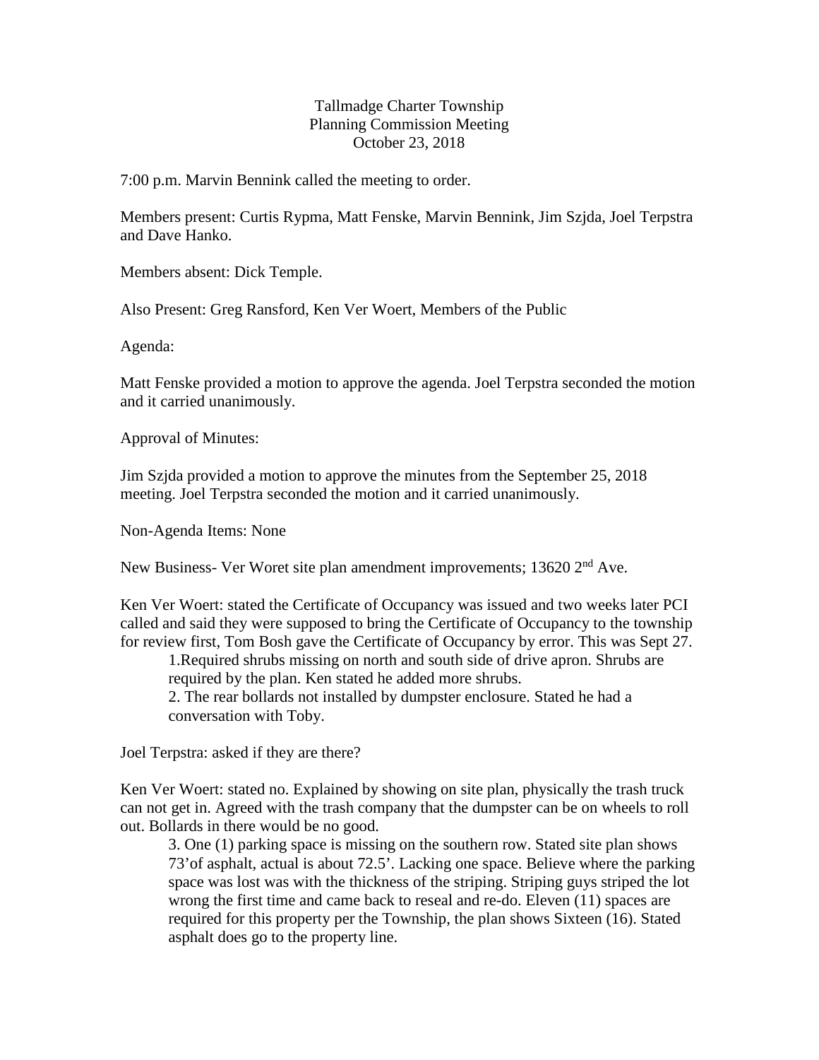# Tallmadge Charter Township
## Planning Commission Meeting
### October 23, 2018

7:00 p.m. Marvin Bennink called the meeting to order.

Members present: Curtis Rypma, Matt Fenske, Marvin Bennink, Jim Szjda, Joel Terpstra and Dave Hanko.

Members absent: Dick Temple.

Also Present: Greg Ransford, Ken Ver Woert, Members of the Public

Agenda:

Matt Fenske provided a motion to approve the agenda. Joel Terpstra seconded the motion and it carried unanimously.

Approval of Minutes:

Jim Szjda provided a motion to approve the minutes from the September 25, 2018 meeting. Joel Terpstra seconded the motion and it carried unanimously.

Non-Agenda Items: None

New Business- Ver Woret site plan amendment improvements; 13620 2nd Ave.

Ken Ver Woert: stated the Certificate of Occupancy was issued and two weeks later PCI called and said they were supposed to bring the Certificate of Occupancy to the township for review first, Tom Bosh gave the Certificate of Occupancy by error. This was Sept 27.

1. Required shrubs missing on north and south side of drive apron. Shrubs are required by the plan. Ken stated he added more shrubs.
2. The rear bollards not installed by dumpster enclosure. Stated he had a conversation with Toby.

Joel Terpstra: asked if they are there?

Ken Ver Woert: stated no. Explained by showing on site plan, physically the trash truck can not get in. Agreed with the trash company that the dumpster can be on wheels to roll out. Bollards in there would be no good.

3. One (1) parking space is missing on the southern row. Stated site plan shows 73'of asphalt, actual is about 72.5'. Lacking one space. Believe where the parking space was lost was with the thickness of the striping. Striping guys striped the lot wrong the first time and came back to reseal and re-do. Eleven (11) spaces are required for this property per the Township, the plan shows Sixteen (16). Stated asphalt does go to the property line.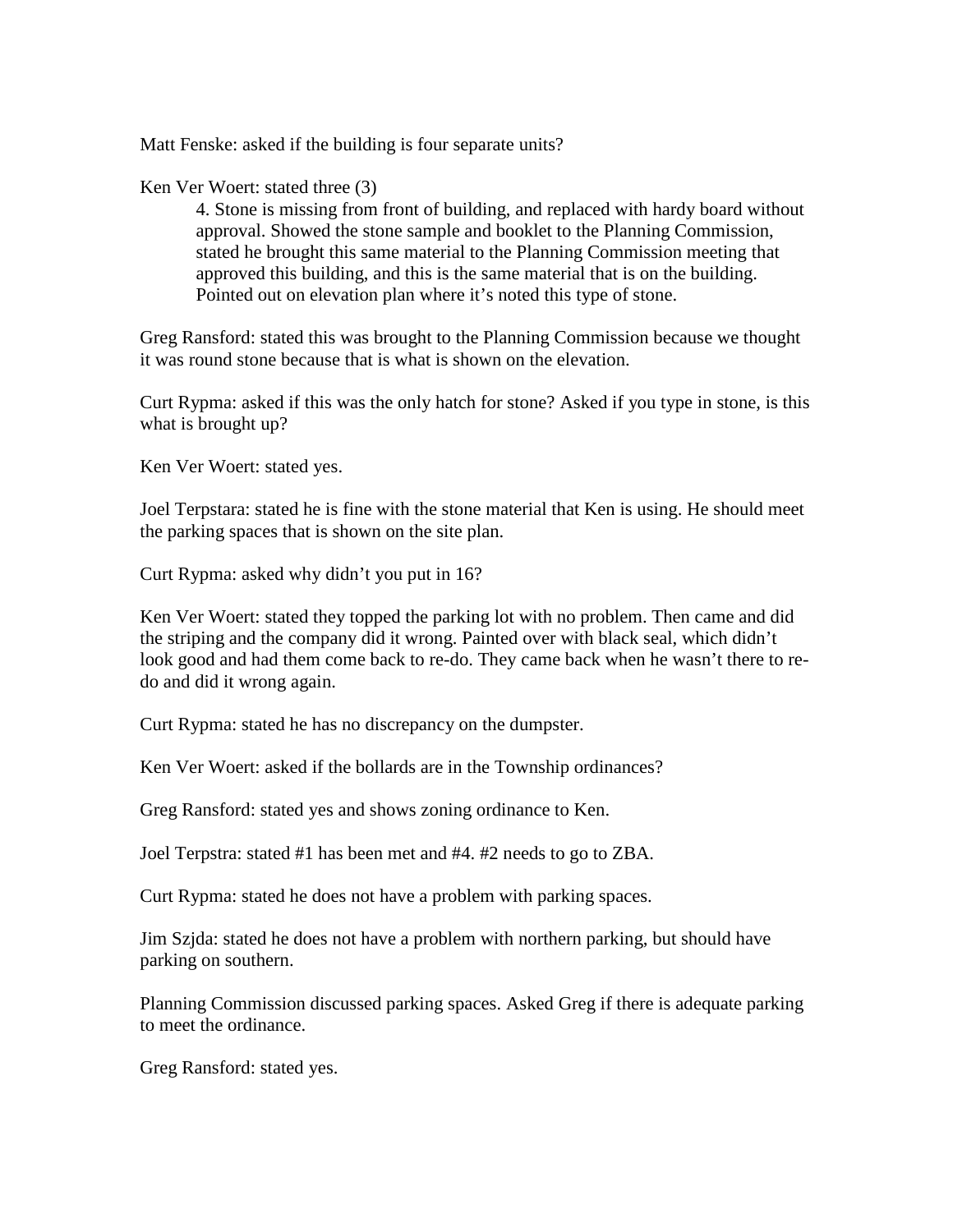Matt Fenske: asked if the building is four separate units?

Ken Ver Woert: stated three (3)

> 4. Stone is missing from front of building, and replaced with hardy board without approval. Showed the stone sample and booklet to the Planning Commission, stated he brought this same material to the Planning Commission meeting that approved this building, and this is the same material that is on the building. Pointed out on elevation plan where it's noted this type of stone.

Greg Ransford: stated this was brought to the Planning Commission because we thought it was round stone because that is what is shown on the elevation.

Curt Rypma: asked if this was the only hatch for stone? Asked if you type in stone, is this what is brought up?

Ken Ver Woert: stated yes.

Joel Terpstara: stated he is fine with the stone material that Ken is using. He should meet the parking spaces that is shown on the site plan.

Curt Rypma: asked why didn't you put in 16?

Ken Ver Woert: stated they topped the parking lot with no problem. Then came and did the striping and the company did it wrong. Painted over with black seal, which didn't look good and had them come back to re-do. They came back when he wasn't there to re-do and did it wrong again.

Curt Rypma: stated he has no discrepancy on the dumpster.

Ken Ver Woert: asked if the bollards are in the Township ordinances?

Greg Ransford: stated yes and shows zoning ordinance to Ken.

Joel Terpstra: stated #1 has been met and #4. #2 needs to go to ZBA.

Curt Rypma: stated he does not have a problem with parking spaces.

Jim Szjda: stated he does not have a problem with northern parking, but should have parking on southern.

Planning Commission discussed parking spaces. Asked Greg if there is adequate parking to meet the ordinance.

Greg Ransford: stated yes.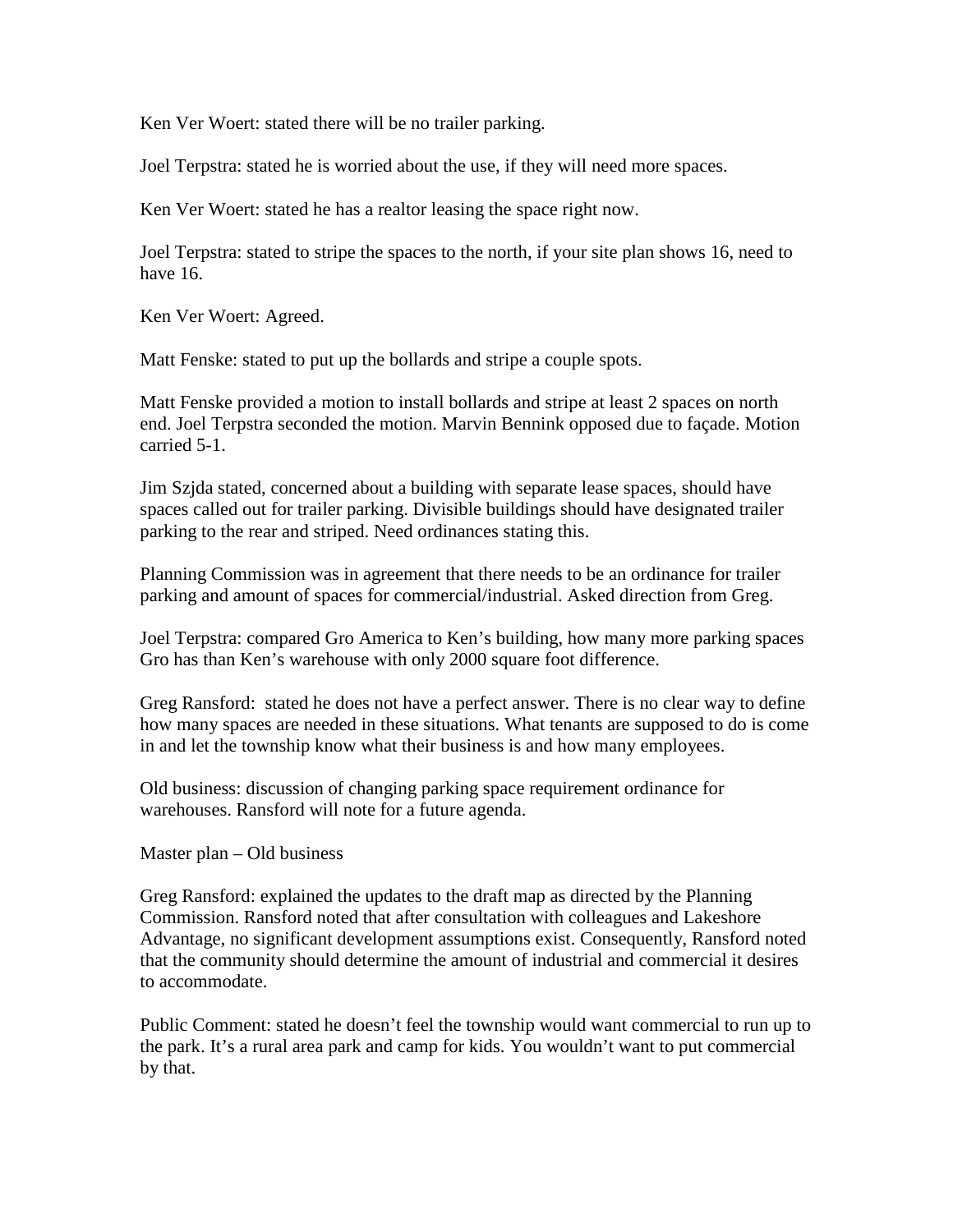Ken Ver Woert: stated there will be no trailer parking.

Joel Terpstra: stated he is worried about the use, if they will need more spaces.

Ken Ver Woert: stated he has a realtor leasing the space right now.

Joel Terpstra: stated to stripe the spaces to the north, if your site plan shows 16, need to have 16.

Ken Ver Woert: Agreed.

Matt Fenske: stated to put up the bollards and stripe a couple spots.

Matt Fenske provided a motion to install bollards and stripe at least 2 spaces on north end. Joel Terpstra seconded the motion. Marvin Bennink opposed due to façade. Motion carried 5-1.

Jim Szjda stated, concerned about a building with separate lease spaces, should have spaces called out for trailer parking. Divisible buildings should have designated trailer parking to the rear and striped. Need ordinances stating this.

Planning Commission was in agreement that there needs to be an ordinance for trailer parking and amount of spaces for commercial/industrial. Asked direction from Greg.

Joel Terpstra: compared Gro America to Ken's building, how many more parking spaces Gro has than Ken's warehouse with only 2000 square foot difference.

Greg Ransford: stated he does not have a perfect answer. There is no clear way to define how many spaces are needed in these situations. What tenants are supposed to do is come in and let the township know what their business is and how many employees.

Old business: discussion of changing parking space requirement ordinance for warehouses. Ransford will note for a future agenda.

Master plan – Old business

Greg Ransford: explained the updates to the draft map as directed by the Planning Commission. Ransford noted that after consultation with colleagues and Lakeshore Advantage, no significant development assumptions exist. Consequently, Ransford noted that the community should determine the amount of industrial and commercial it desires to accommodate.

Public Comment: stated he doesn't feel the township would want commercial to run up to the park. It's a rural area park and camp for kids. You wouldn't want to put commercial by that.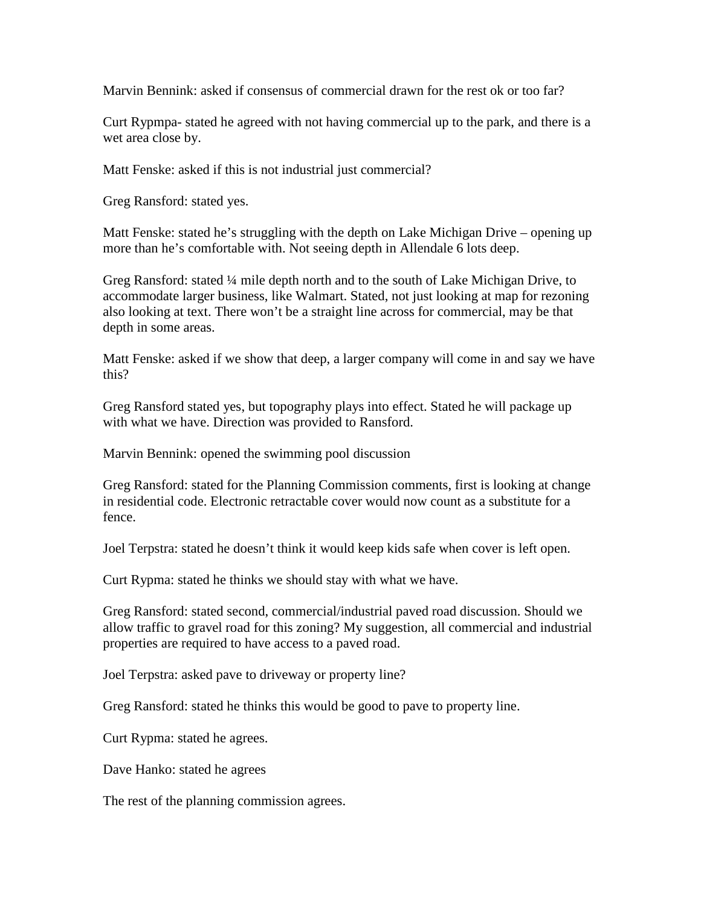Marvin Bennink: asked if consensus of commercial drawn for the rest ok or too far?

Curt Rypmpa- stated he agreed with not having commercial up to the park, and there is a wet area close by.

Matt Fenske: asked if this is not industrial just commercial?

Greg Ransford: stated yes.

Matt Fenske: stated he's struggling with the depth on Lake Michigan Drive – opening up more than he's comfortable with. Not seeing depth in Allendale 6 lots deep.

Greg Ransford: stated ¼ mile depth north and to the south of Lake Michigan Drive, to accommodate larger business, like Walmart. Stated, not just looking at map for rezoning also looking at text. There won't be a straight line across for commercial, may be that depth in some areas.

Matt Fenske: asked if we show that deep, a larger company will come in and say we have this?

Greg Ransford stated yes, but topography plays into effect. Stated he will package up with what we have. Direction was provided to Ransford.

Marvin Bennink: opened the swimming pool discussion

Greg Ransford: stated for the Planning Commission comments, first is looking at change in residential code. Electronic retractable cover would now count as a substitute for a fence.

Joel Terpstra: stated he doesn't think it would keep kids safe when cover is left open.

Curt Rypma: stated he thinks we should stay with what we have.

Greg Ransford: stated second, commercial/industrial paved road discussion. Should we allow traffic to gravel road for this zoning? My suggestion, all commercial and industrial properties are required to have access to a paved road.

Joel Terpstra: asked pave to driveway or property line?

Greg Ransford: stated he thinks this would be good to pave to property line.

Curt Rypma: stated he agrees.

Dave Hanko: stated he agrees

The rest of the planning commission agrees.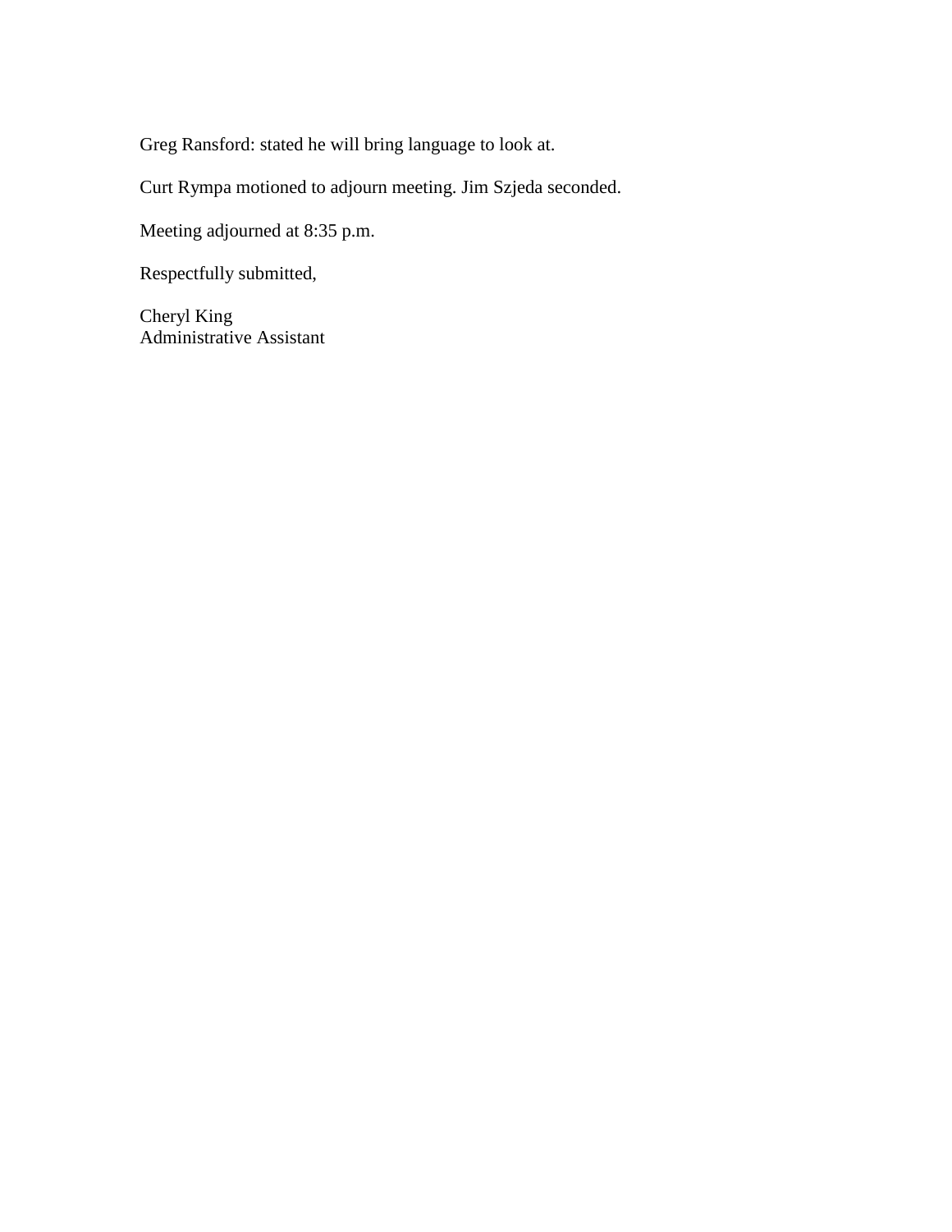Greg Ransford: stated he will bring language to look at.

Curt Rympa motioned to adjourn meeting. Jim Szjeda seconded.

Meeting adjourned at 8:35 p.m.

Respectfully submitted,

Cheryl King  
Administrative Assistant